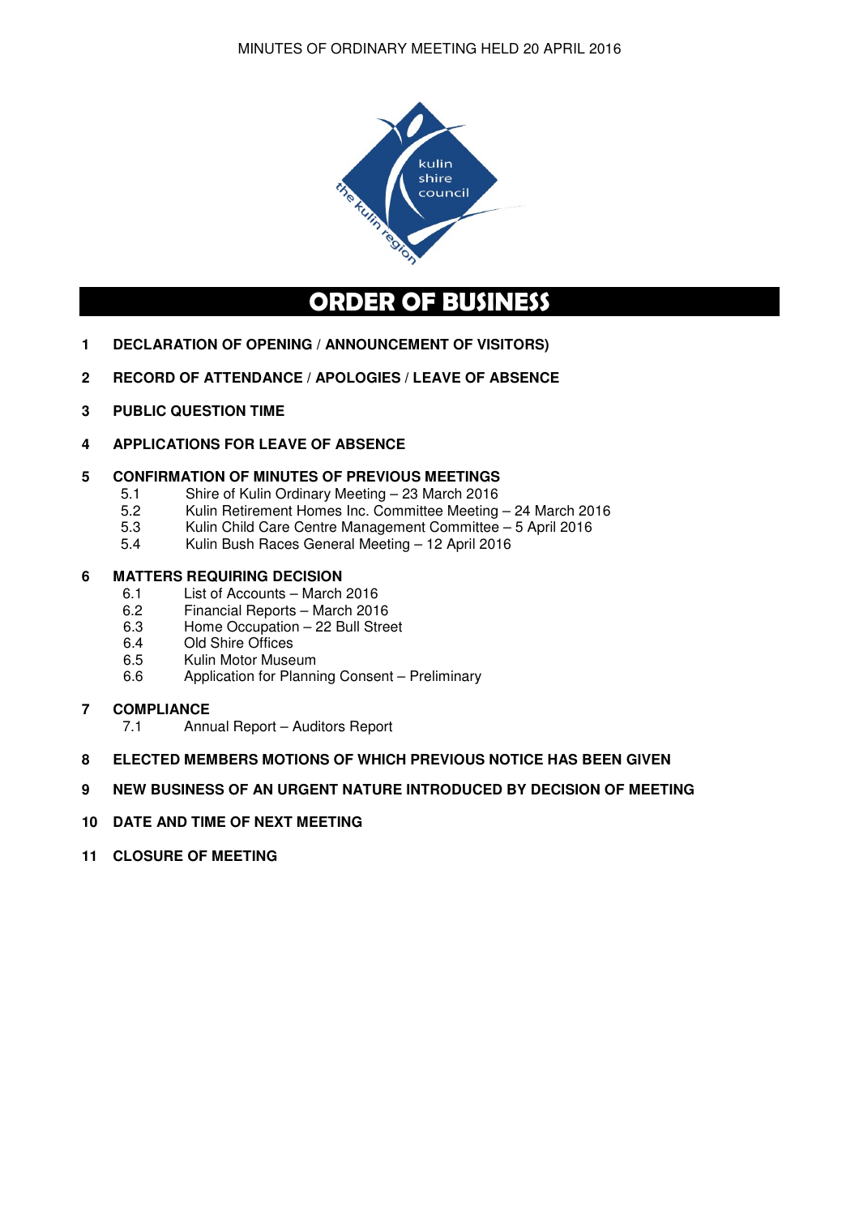# ORDER OF BUSINESS

1 **DECLARATION OF OPENING / ANNOUNCEMENT OF VISITORS)**

2 **RECORD OF ATTENDANCE / APOLOGIES / LEAVE OF ABSENCE**

3 **PUBLIC QUESTION TIME**

4 **APPLICATIONS FOR LEAVE OF ABSENCE**

5 **CONFIRMATION OF MINUTES OF PREVIOUS MEETINGS**
- 5.1 Shire of Kulin Ordinary Meeting – 23 March 2016
- 5.2 Kulin Retirement Homes Inc. Committee Meeting – 24 March 2016
- 5.3 Kulin Child Care Centre Management Committee – 5 April 2016
- 5.4 Kulin Bush Races General Meeting – 12 April 2016

6 **MATTERS REQUIRING DECISION**
- 6.1 List of Accounts – March 2016
- 6.2 Financial Reports – March 2016
- 6.3 Home Occupation – 22 Bull Street
- 6.4 Old Shire Offices
- 6.5 Kulin Motor Museum
- 6.6 Application for Planning Consent – Preliminary

7 **COMPLIANCE**
- 7.1 Annual Report – Auditors Report

8 **ELECTED MEMBERS MOTIONS OF WHICH PREVIOUS NOTICE HAS BEEN GIVEN**

9 **NEW BUSINESS OF AN URGENT NATURE INTRODUCED BY DECISION OF MEETING**

10 **DATE AND TIME OF NEXT MEETING**

11 **CLOSURE OF MEETING**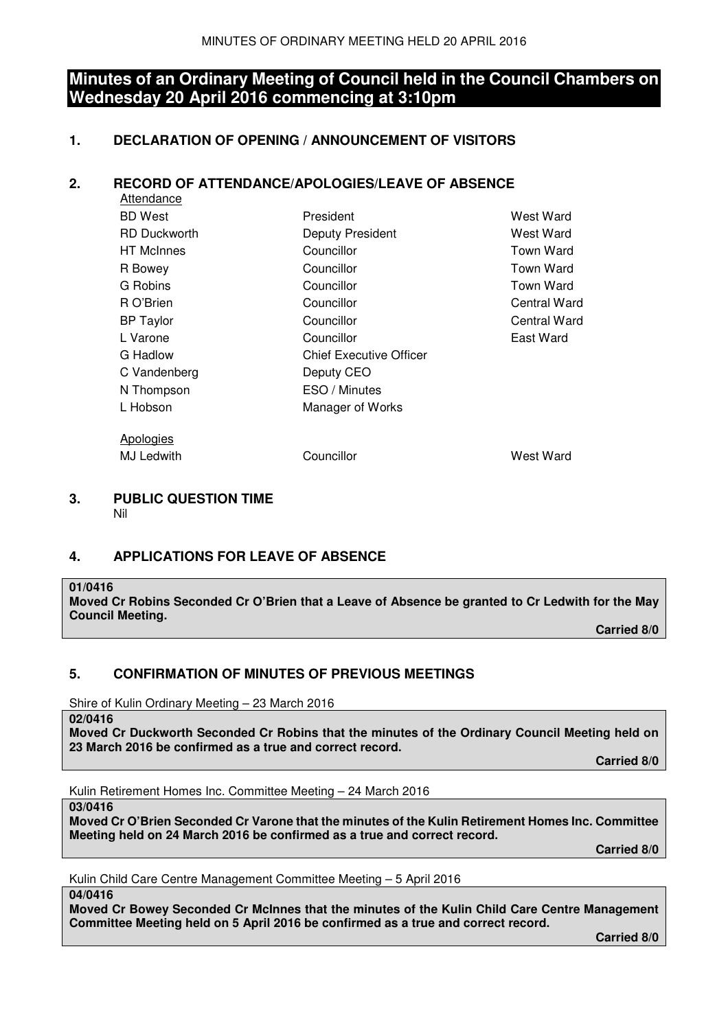# Minutes of an Ordinary Meeting of Council held in the Council Chambers on Wednesday 20 April 2016 commencing at 3:10pm

## 1. DECLARATION OF OPENING / ANNOUNCEMENT OF VISITORS

## 2. RECORD OF ATTENDANCE/APOLOGIES/LEAVE OF ABSENCE

Attendance

| | | |
|---|---|---|
| BD West | President | West Ward |
| RD Duckworth | Deputy President | West Ward |
| HT McInnes | Councillor | Town Ward |
| R Bowey | Councillor | Town Ward |
| G Robins | Councillor | Town Ward |
| R O'Brien | Councillor | Central Ward |
| BP Taylor | Councillor | Central Ward |
| L Varone | Councillor | East Ward |
| G Hadlow | Chief Executive Officer | |
| C Vandenberg | Deputy CEO | |
| N Thompson | ESO / Minutes | |
| L Hobson | Manager of Works | |

Apologies

| | | |
|---|---|---|
| MJ Ledwith | Councillor | West Ward |

## 3. PUBLIC QUESTION TIME

Nil

## 4. APPLICATIONS FOR LEAVE OF ABSENCE

**01/0416**
**Moved Cr Robins Seconded Cr O'Brien that a Leave of Absence be granted to Cr Ledwith for the May Council Meeting.**

**Carried 8/0**

## 5. CONFIRMATION OF MINUTES OF PREVIOUS MEETINGS

Shire of Kulin Ordinary Meeting – 23 March 2016

**02/0416**
**Moved Cr Duckworth Seconded Cr Robins that the minutes of the Ordinary Council Meeting held on 23 March 2016 be confirmed as a true and correct record.**

**Carried 8/0**

Kulin Retirement Homes Inc. Committee Meeting – 24 March 2016

**03/0416**
**Moved Cr O'Brien Seconded Cr Varone that the minutes of the Kulin Retirement Homes Inc. Committee Meeting held on 24 March 2016 be confirmed as a true and correct record.**

**Carried 8/0**

Kulin Child Care Centre Management Committee Meeting – 5 April 2016

**04/0416**
**Moved Cr Bowey Seconded Cr McInnes that the minutes of the Kulin Child Care Centre Management Committee Meeting held on 5 April 2016 be confirmed as a true and correct record.**

**Carried 8/0**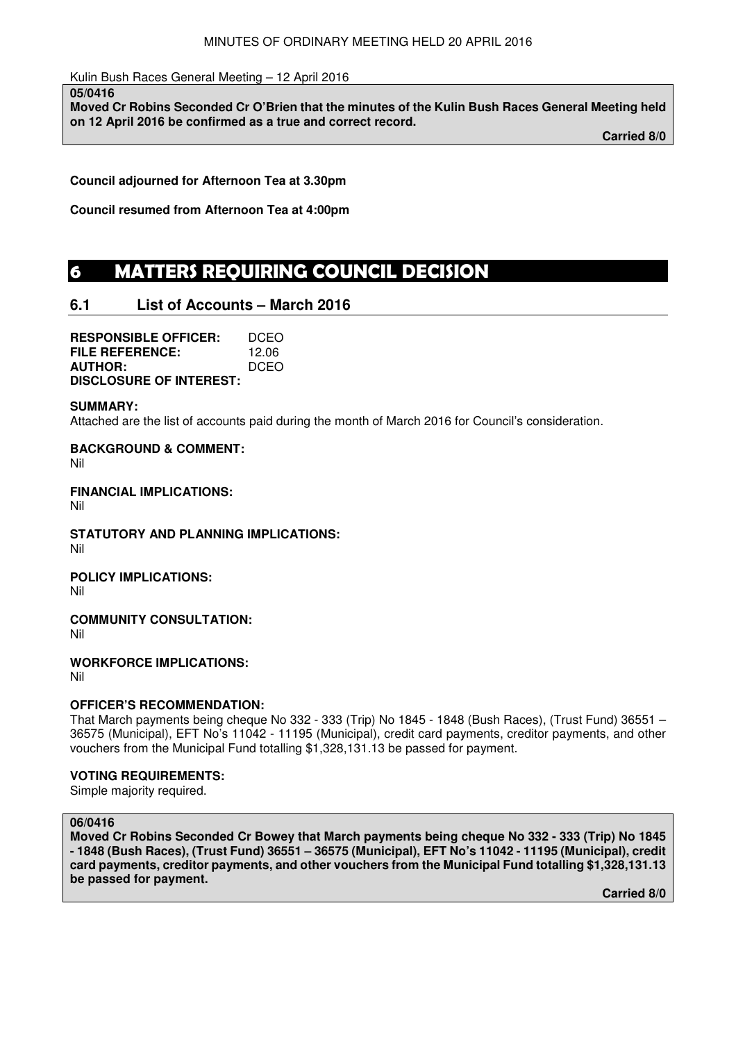Kulin Bush Races General Meeting – 12 April 2016

**05/0416**
**Moved Cr Robins Seconded Cr O'Brien that the minutes of the Kulin Bush Races General Meeting held on 12 April 2016 be confirmed as a true and correct record.**

**Carried 8/0**

**Council adjourned for Afternoon Tea at 3.30pm**

**Council resumed from Afternoon Tea at 4:00pm**

# 6 MATTERS REQUIRING COUNCIL DECISION

## 6.1 List of Accounts – March 2016

**RESPONSIBLE OFFICER:** DCEO
**FILE REFERENCE:** 12.06
**AUTHOR:** DCEO
**DISCLOSURE OF INTEREST:**

**SUMMARY:**
Attached are the list of accounts paid during the month of March 2016 for Council's consideration.

**BACKGROUND & COMMENT:**
Nil

**FINANCIAL IMPLICATIONS:**
Nil

**STATUTORY AND PLANNING IMPLICATIONS:**
Nil

**POLICY IMPLICATIONS:**
Nil

**COMMUNITY CONSULTATION:**
Nil

**WORKFORCE IMPLICATIONS:**
Nil

**OFFICER'S RECOMMENDATION:**
That March payments being cheque No 332 - 333 (Trip) No 1845 - 1848 (Bush Races), (Trust Fund) 36551 – 36575 (Municipal), EFT No's 11042 - 11195 (Municipal), credit card payments, creditor payments, and other vouchers from the Municipal Fund totalling $1,328,131.13 be passed for payment.

**VOTING REQUIREMENTS:**
Simple majority required.

**06/0416**
**Moved Cr Robins Seconded Cr Bowey that March payments being cheque No 332 - 333 (Trip) No 1845 - 1848 (Bush Races), (Trust Fund) 36551 – 36575 (Municipal), EFT No's 11042 - 11195 (Municipal), credit card payments, creditor payments, and other vouchers from the Municipal Fund totalling $1,328,131.13 be passed for payment.**

**Carried 8/0**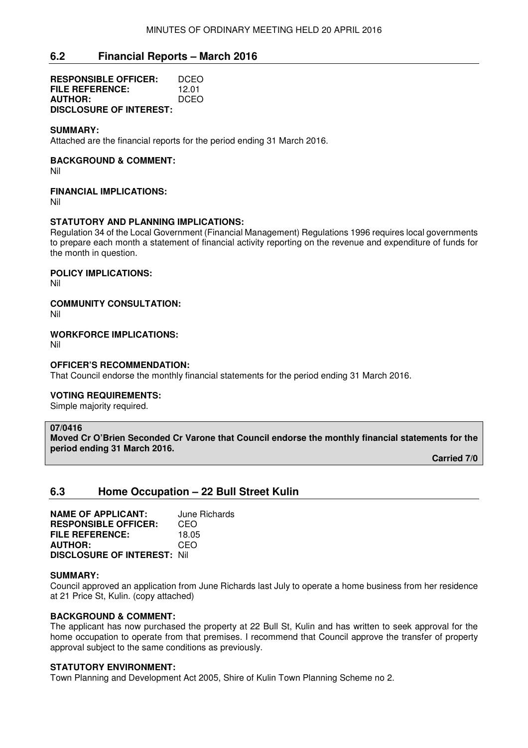## 6.2 Financial Reports – March 2016

**RESPONSIBLE OFFICER:** DCEO
**FILE REFERENCE:** 12.01
**AUTHOR:** DCEO
**DISCLOSURE OF INTEREST:**

**SUMMARY:**
Attached are the financial reports for the period ending 31 March 2016.

**BACKGROUND & COMMENT:**
Nil

**FINANCIAL IMPLICATIONS:**
Nil

**STATUTORY AND PLANNING IMPLICATIONS:**
Regulation 34 of the Local Government (Financial Management) Regulations 1996 requires local governments to prepare each month a statement of financial activity reporting on the revenue and expenditure of funds for the month in question.

**POLICY IMPLICATIONS:**
Nil

**COMMUNITY CONSULTATION:**
Nil

**WORKFORCE IMPLICATIONS:**
Nil

**OFFICER'S RECOMMENDATION:**
That Council endorse the monthly financial statements for the period ending 31 March 2016.

**VOTING REQUIREMENTS:**
Simple majority required.

**07/0416**
**Moved Cr O'Brien Seconded Cr Varone that Council endorse the monthly financial statements for the period ending 31 March 2016.**

**Carried 7/0**

## 6.3 Home Occupation – 22 Bull Street Kulin

**NAME OF APPLICANT:** June Richards
**RESPONSIBLE OFFICER:** CEO
**FILE REFERENCE:** 18.05
**AUTHOR:** CEO
**DISCLOSURE OF INTEREST:** Nil

**SUMMARY:**
Council approved an application from June Richards last July to operate a home business from her residence at 21 Price St, Kulin. (copy attached)

**BACKGROUND & COMMENT:**
The applicant has now purchased the property at 22 Bull St, Kulin and has written to seek approval for the home occupation to operate from that premises. I recommend that Council approve the transfer of property approval subject to the same conditions as previously.

**STATUTORY ENVIRONMENT:**
Town Planning and Development Act 2005, Shire of Kulin Town Planning Scheme no 2.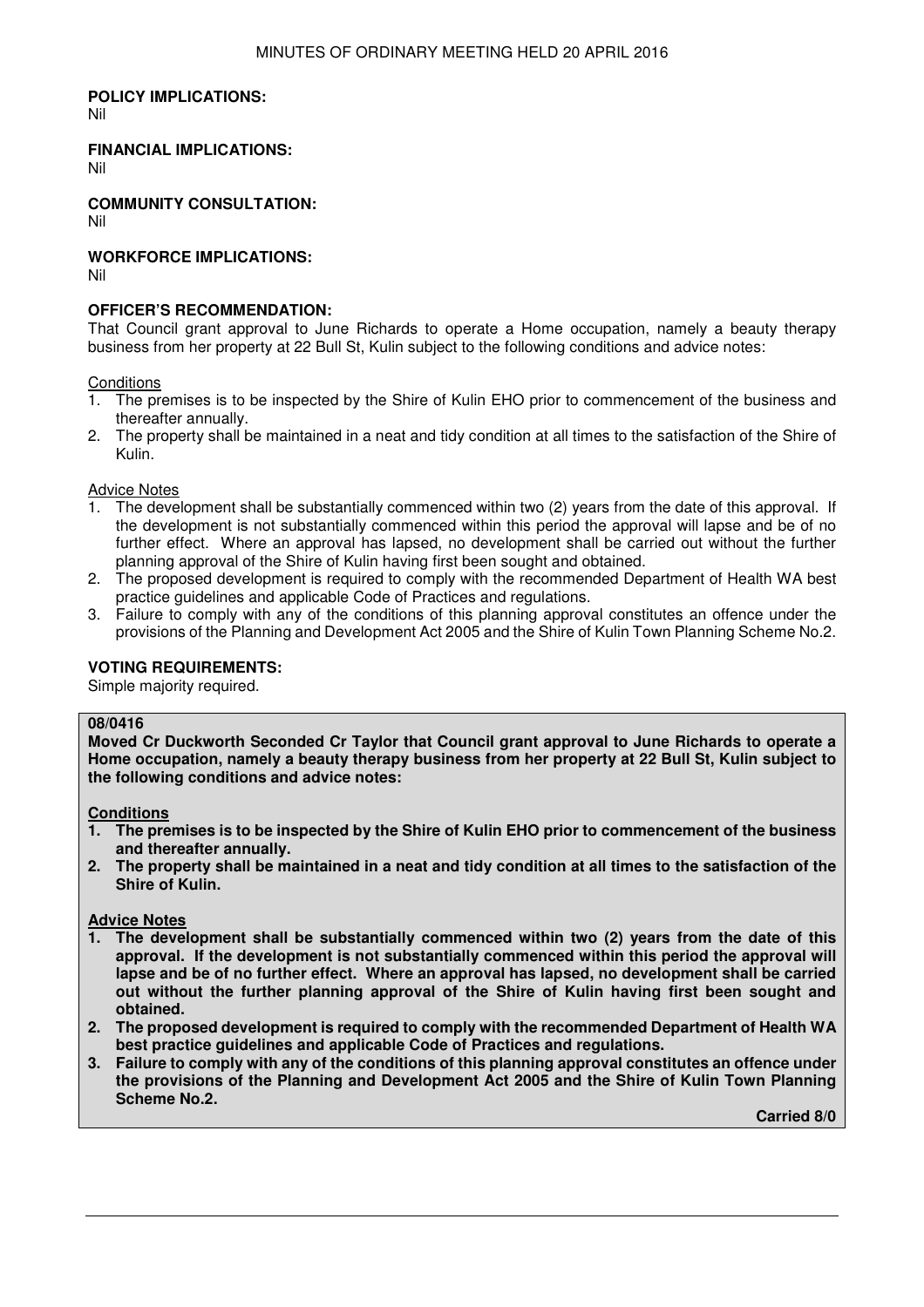**POLICY IMPLICATIONS:**
Nil

**FINANCIAL IMPLICATIONS:**
Nil

**COMMUNITY CONSULTATION:**
Nil

**WORKFORCE IMPLICATIONS:**
Nil

**OFFICER'S RECOMMENDATION:**
That Council grant approval to June Richards to operate a Home occupation, namely a beauty therapy business from her property at 22 Bull St, Kulin subject to the following conditions and advice notes:

Conditions

1. The premises is to be inspected by the Shire of Kulin EHO prior to commencement of the business and thereafter annually.
2. The property shall be maintained in a neat and tidy condition at all times to the satisfaction of the Shire of Kulin.

Advice Notes

1. The development shall be substantially commenced within two (2) years from the date of this approval. If the development is not substantially commenced within this period the approval will lapse and be of no further effect. Where an approval has lapsed, no development shall be carried out without the further planning approval of the Shire of Kulin having first been sought and obtained.
2. The proposed development is required to comply with the recommended Department of Health WA best practice guidelines and applicable Code of Practices and regulations.
3. Failure to comply with any of the conditions of this planning approval constitutes an offence under the provisions of the Planning and Development Act 2005 and the Shire of Kulin Town Planning Scheme No.2.

**VOTING REQUIREMENTS:**
Simple majority required.

**08/0416**

**Moved Cr Duckworth Seconded Cr Taylor that Council grant approval to June Richards to operate a Home occupation, namely a beauty therapy business from her property at 22 Bull St, Kulin subject to the following conditions and advice notes:**

**Conditions**

1. **The premises is to be inspected by the Shire of Kulin EHO prior to commencement of the business and thereafter annually.**
2. **The property shall be maintained in a neat and tidy condition at all times to the satisfaction of the Shire of Kulin.**

**Advice Notes**

1. **The development shall be substantially commenced within two (2) years from the date of this approval. If the development is not substantially commenced within this period the approval will lapse and be of no further effect. Where an approval has lapsed, no development shall be carried out without the further planning approval of the Shire of Kulin having first been sought and obtained.**
2. **The proposed development is required to comply with the recommended Department of Health WA best practice guidelines and applicable Code of Practices and regulations.**
3. **Failure to comply with any of the conditions of this planning approval constitutes an offence under the provisions of the Planning and Development Act 2005 and the Shire of Kulin Town Planning Scheme No.2.**

**Carried 8/0**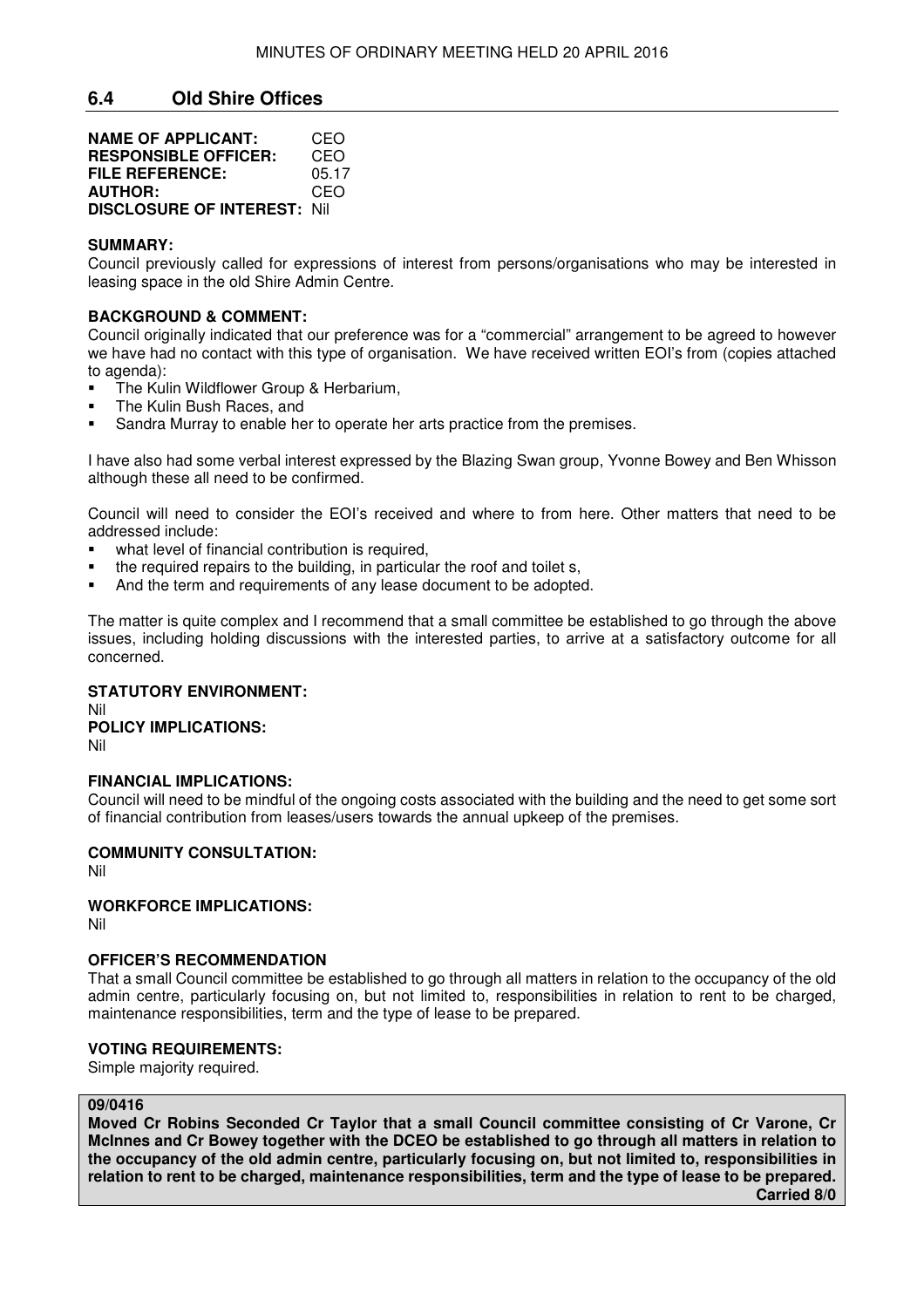## 6.4 Old Shire Offices

**NAME OF APPLICANT:** CEO
**RESPONSIBLE OFFICER:** CEO
**FILE REFERENCE:** 05.17
**AUTHOR:** CEO
**DISCLOSURE OF INTEREST:** Nil

**SUMMARY:**
Council previously called for expressions of interest from persons/organisations who may be interested in leasing space in the old Shire Admin Centre.

**BACKGROUND & COMMENT:**
Council originally indicated that our preference was for a "commercial" arrangement to be agreed to however we have had no contact with this type of organisation. We have received written EOI's from (copies attached to agenda):

- The Kulin Wildflower Group & Herbarium,
- The Kulin Bush Races, and
- Sandra Murray to enable her to operate her arts practice from the premises.

I have also had some verbal interest expressed by the Blazing Swan group, Yvonne Bowey and Ben Whisson although these all need to be confirmed.

Council will need to consider the EOI's received and where to from here. Other matters that need to be addressed include:

- what level of financial contribution is required,
- the required repairs to the building, in particular the roof and toilet s,
- And the term and requirements of any lease document to be adopted.

The matter is quite complex and I recommend that a small committee be established to go through the above issues, including holding discussions with the interested parties, to arrive at a satisfactory outcome for all concerned.

**STATUTORY ENVIRONMENT:**
Nil

**POLICY IMPLICATIONS:**
Nil

**FINANCIAL IMPLICATIONS:**
Council will need to be mindful of the ongoing costs associated with the building and the need to get some sort of financial contribution from leases/users towards the annual upkeep of the premises.

**COMMUNITY CONSULTATION:**
Nil

**WORKFORCE IMPLICATIONS:**
Nil

**OFFICER'S RECOMMENDATION**
That a small Council committee be established to go through all matters in relation to the occupancy of the old admin centre, particularly focusing on, but not limited to, responsibilities in relation to rent to be charged, maintenance responsibilities, term and the type of lease to be prepared.

**VOTING REQUIREMENTS:**
Simple majority required.

**09/0416**
**Moved Cr Robins Seconded Cr Taylor that a small Council committee consisting of Cr Varone, Cr McInnes and Cr Bowey together with the DCEO be established to go through all matters in relation to the occupancy of the old admin centre, particularly focusing on, but not limited to, responsibilities in relation to rent to be charged, maintenance responsibilities, term and the type of lease to be prepared.**
**Carried 8/0**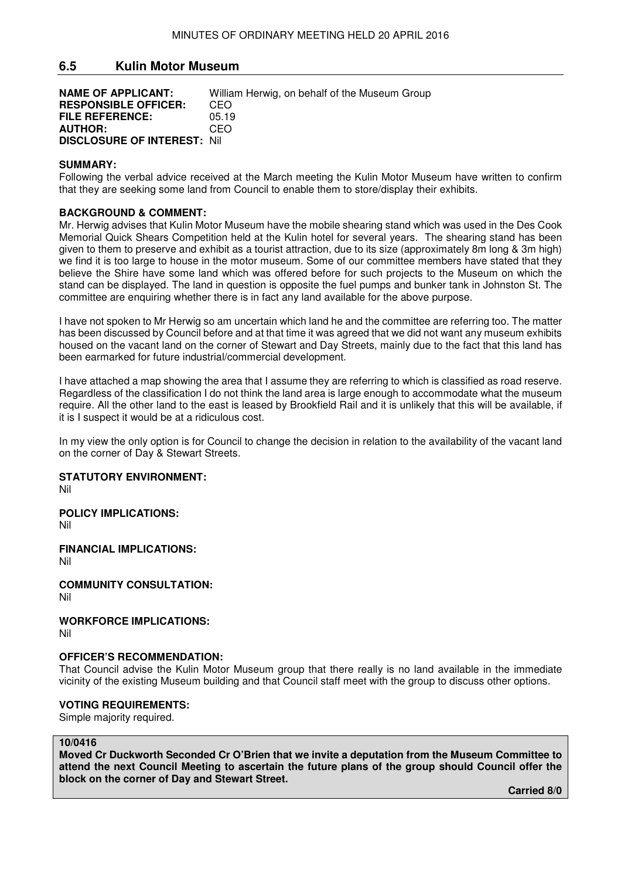## 6.5 Kulin Motor Museum

**NAME OF APPLICANT:** William Herwig, on behalf of the Museum Group
**RESPONSIBLE OFFICER:** CEO
**FILE REFERENCE:** 05.19
**AUTHOR:** CEO
**DISCLOSURE OF INTEREST:** Nil

**SUMMARY:**
Following the verbal advice received at the March meeting the Kulin Motor Museum have written to confirm that they are seeking some land from Council to enable them to store/display their exhibits.

**BACKGROUND & COMMENT:**
Mr. Herwig advises that Kulin Motor Museum have the mobile shearing stand which was used in the Des Cook Memorial Quick Shears Competition held at the Kulin hotel for several years. The shearing stand has been given to them to preserve and exhibit as a tourist attraction, due to its size (approximately 8m long & 3m high) we find it is too large to house in the motor museum. Some of our committee members have stated that they believe the Shire have some land which was offered before for such projects to the Museum on which the stand can be displayed. The land in question is opposite the fuel pumps and bunker tank in Johnston St. The committee are enquiring whether there is in fact any land available for the above purpose.

I have not spoken to Mr Herwig so am uncertain which land he and the committee are referring too. The matter has been discussed by Council before and at that time it was agreed that we did not want any museum exhibits housed on the vacant land on the corner of Stewart and Day Streets, mainly due to the fact that this land has been earmarked for future industrial/commercial development.

I have attached a map showing the area that I assume they are referring to which is classified as road reserve. Regardless of the classification I do not think the land area is large enough to accommodate what the museum require. All the other land to the east is leased by Brookfield Rail and it is unlikely that this will be available, if it is I suspect it would be at a ridiculous cost.

In my view the only option is for Council to change the decision in relation to the availability of the vacant land on the corner of Day & Stewart Streets.

**STATUTORY ENVIRONMENT:**
Nil

**POLICY IMPLICATIONS:**
Nil

**FINANCIAL IMPLICATIONS:**
Nil

**COMMUNITY CONSULTATION:**
Nil

**WORKFORCE IMPLICATIONS:**
Nil

**OFFICER'S RECOMMENDATION:**
That Council advise the Kulin Motor Museum group that there really is no land available in the immediate vicinity of the existing Museum building and that Council staff meet with the group to discuss other options.

**VOTING REQUIREMENTS:**
Simple majority required.

**10/0416**
**Moved Cr Duckworth Seconded Cr O'Brien that we invite a deputation from the Museum Committee to attend the next Council Meeting to ascertain the future plans of the group should Council offer the block on the corner of Day and Stewart Street.**

**Carried 8/0**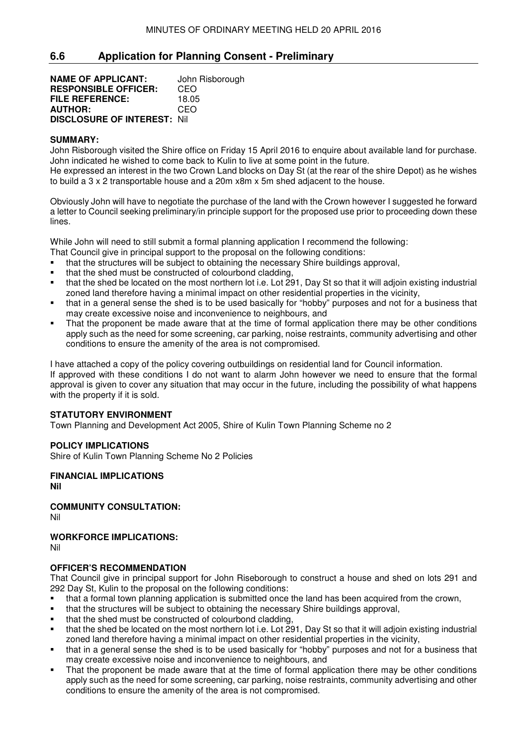## 6.6 Application for Planning Consent - Preliminary

**NAME OF APPLICANT:** John Risborough
**RESPONSIBLE OFFICER:** CEO
**FILE REFERENCE:** 18.05
**AUTHOR:** CEO
**DISCLOSURE OF INTEREST:** Nil

**SUMMARY:**

John Risborough visited the Shire office on Friday 15 April 2016 to enquire about available land for purchase. John indicated he wished to come back to Kulin to live at some point in the future.
He expressed an interest in the two Crown Land blocks on Day St (at the rear of the shire Depot) as he wishes to build a 3 x 2 transportable house and a 20m x8m x 5m shed adjacent to the house.

Obviously John will have to negotiate the purchase of the land with the Crown however I suggested he forward a letter to Council seeking preliminary/in principle support for the proposed use prior to proceeding down these lines.

While John will need to still submit a formal planning application I recommend the following:
That Council give in principal support to the proposal on the following conditions:

- that the structures will be subject to obtaining the necessary Shire buildings approval,
- that the shed must be constructed of colourbond cladding,
- that the shed be located on the most northern lot i.e. Lot 291, Day St so that it will adjoin existing industrial zoned land therefore having a minimal impact on other residential properties in the vicinity,
- that in a general sense the shed is to be used basically for "hobby" purposes and not for a business that may create excessive noise and inconvenience to neighbours, and
- That the proponent be made aware that at the time of formal application there may be other conditions apply such as the need for some screening, car parking, noise restraints, community advertising and other conditions to ensure the amenity of the area is not compromised.

I have attached a copy of the policy covering outbuildings on residential land for Council information.
If approved with these conditions I do not want to alarm John however we need to ensure that the formal approval is given to cover any situation that may occur in the future, including the possibility of what happens with the property if it is sold.

**STATUTORY ENVIRONMENT**

Town Planning and Development Act 2005, Shire of Kulin Town Planning Scheme no 2

**POLICY IMPLICATIONS**

Shire of Kulin Town Planning Scheme No 2 Policies

**FINANCIAL IMPLICATIONS**

**Nil**

**COMMUNITY CONSULTATION:**

Nil

**WORKFORCE IMPLICATIONS:**

Nil

**OFFICER'S RECOMMENDATION**

That Council give in principal support for John Riseborough to construct a house and shed on lots 291 and 292 Day St, Kulin to the proposal on the following conditions:

- that a formal town planning application is submitted once the land has been acquired from the crown,
- that the structures will be subject to obtaining the necessary Shire buildings approval,
- that the shed must be constructed of colourbond cladding,
- that the shed be located on the most northern lot i.e. Lot 291, Day St so that it will adjoin existing industrial zoned land therefore having a minimal impact on other residential properties in the vicinity,
- that in a general sense the shed is to be used basically for "hobby" purposes and not for a business that may create excessive noise and inconvenience to neighbours, and
- That the proponent be made aware that at the time of formal application there may be other conditions apply such as the need for some screening, car parking, noise restraints, community advertising and other conditions to ensure the amenity of the area is not compromised.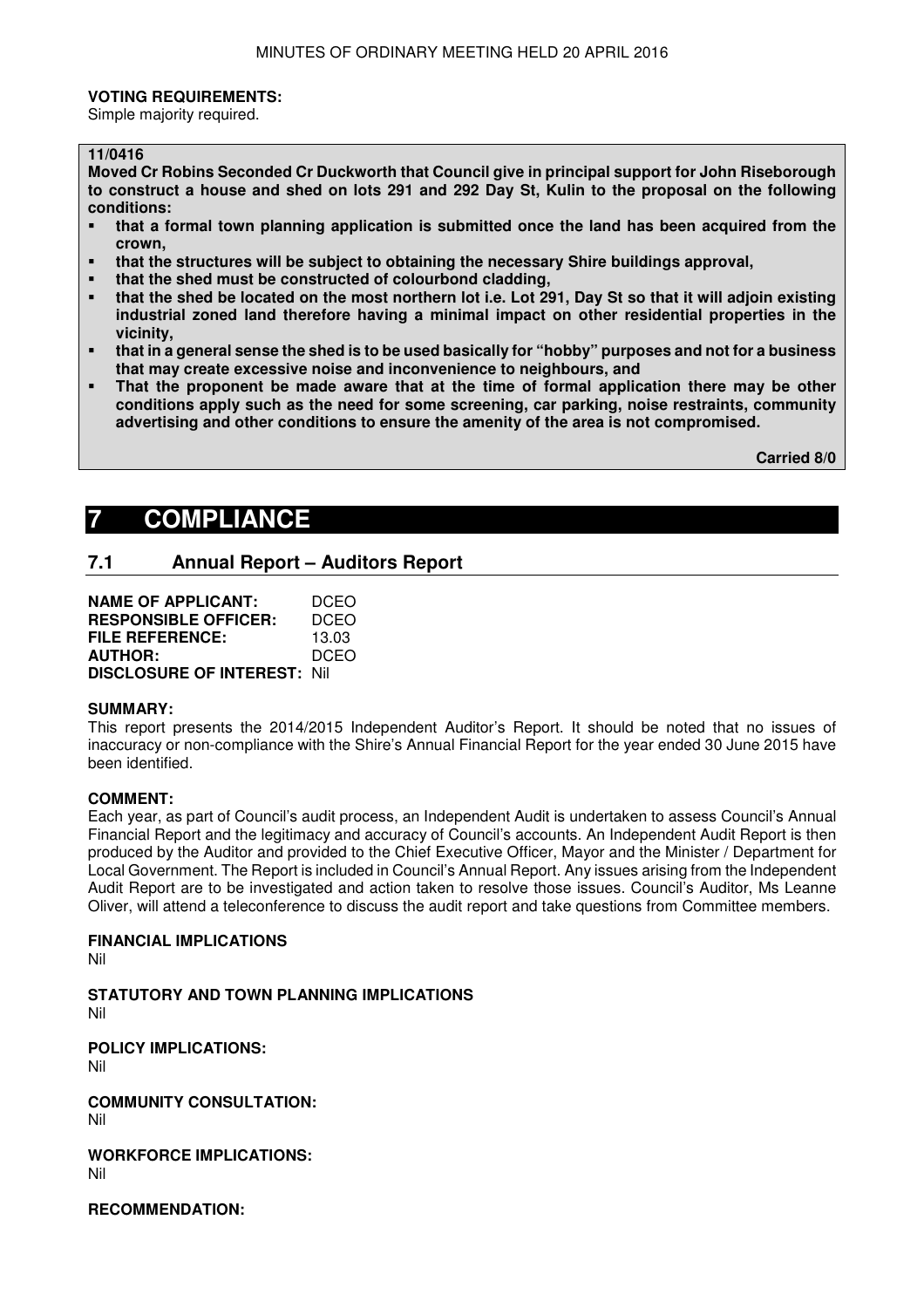**VOTING REQUIREMENTS:**
Simple majority required.

**11/0416**
**Moved Cr Robins Seconded Cr Duckworth that Council give in principal support for John Riseborough to construct a house and shed on lots 291 and 292 Day St, Kulin to the proposal on the following conditions:**

- **that a formal town planning application is submitted once the land has been acquired from the crown,**
- **that the structures will be subject to obtaining the necessary Shire buildings approval,**
- **that the shed must be constructed of colourbond cladding,**
- **that the shed be located on the most northern lot i.e. Lot 291, Day St so that it will adjoin existing industrial zoned land therefore having a minimal impact on other residential properties in the vicinity,**
- **that in a general sense the shed is to be used basically for "hobby" purposes and not for a business that may create excessive noise and inconvenience to neighbours, and**
- **That the proponent be made aware that at the time of formal application there may be other conditions apply such as the need for some screening, car parking, noise restraints, community advertising and other conditions to ensure the amenity of the area is not compromised.**

**Carried 8/0**

# 7 COMPLIANCE

## 7.1 Annual Report – Auditors Report

**NAME OF APPLICANT:** DCEO
**RESPONSIBLE OFFICER:** DCEO
**FILE REFERENCE:** 13.03
**AUTHOR:** DCEO
**DISCLOSURE OF INTEREST:** Nil

**SUMMARY:**
This report presents the 2014/2015 Independent Auditor's Report. It should be noted that no issues of inaccuracy or non-compliance with the Shire's Annual Financial Report for the year ended 30 June 2015 have been identified.

**COMMENT:**
Each year, as part of Council's audit process, an Independent Audit is undertaken to assess Council's Annual Financial Report and the legitimacy and accuracy of Council's accounts. An Independent Audit Report is then produced by the Auditor and provided to the Chief Executive Officer, Mayor and the Minister / Department for Local Government. The Report is included in Council's Annual Report. Any issues arising from the Independent Audit Report are to be investigated and action taken to resolve those issues. Council's Auditor, Ms Leanne Oliver, will attend a teleconference to discuss the audit report and take questions from Committee members.

**FINANCIAL IMPLICATIONS**
Nil

**STATUTORY AND TOWN PLANNING IMPLICATIONS**
Nil

**POLICY IMPLICATIONS:**
Nil

**COMMUNITY CONSULTATION:**
Nil

**WORKFORCE IMPLICATIONS:**
Nil

**RECOMMENDATION:**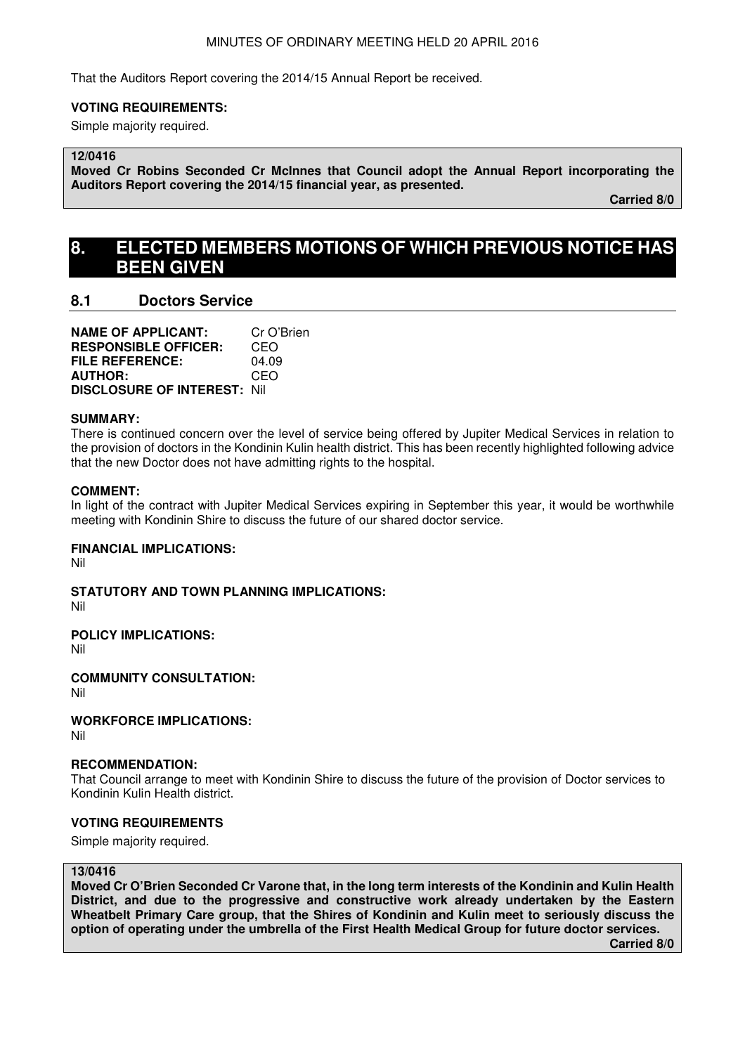That the Auditors Report covering the 2014/15 Annual Report be received.

**VOTING REQUIREMENTS:**

Simple majority required.

**12/0416**

**Moved Cr Robins Seconded Cr McInnes that Council adopt the Annual Report incorporating the Auditors Report covering the 2014/15 financial year, as presented.**

**Carried 8/0**

# 8. ELECTED MEMBERS MOTIONS OF WHICH PREVIOUS NOTICE HAS BEEN GIVEN

## 8.1 Doctors Service

**NAME OF APPLICANT:** Cr O'Brien
**RESPONSIBLE OFFICER:** CEO
**FILE REFERENCE:** 04.09
**AUTHOR:** CEO
**DISCLOSURE OF INTEREST:** Nil

**SUMMARY:**
There is continued concern over the level of service being offered by Jupiter Medical Services in relation to the provision of doctors in the Kondinin Kulin health district. This has been recently highlighted following advice that the new Doctor does not have admitting rights to the hospital.

**COMMENT:**
In light of the contract with Jupiter Medical Services expiring in September this year, it would be worthwhile meeting with Kondinin Shire to discuss the future of our shared doctor service.

**FINANCIAL IMPLICATIONS:**
Nil

**STATUTORY AND TOWN PLANNING IMPLICATIONS:**
Nil

**POLICY IMPLICATIONS:**
Nil

**COMMUNITY CONSULTATION:**
Nil

**WORKFORCE IMPLICATIONS:**
Nil

**RECOMMENDATION:**
That Council arrange to meet with Kondinin Shire to discuss the future of the provision of Doctor services to Kondinin Kulin Health district.

**VOTING REQUIREMENTS**

Simple majority required.

**13/0416**

**Moved Cr O'Brien Seconded Cr Varone that, in the long term interests of the Kondinin and Kulin Health District, and due to the progressive and constructive work already undertaken by the Eastern Wheatbelt Primary Care group, that the Shires of Kondinin and Kulin meet to seriously discuss the option of operating under the umbrella of the First Health Medical Group for future doctor services.**

**Carried 8/0**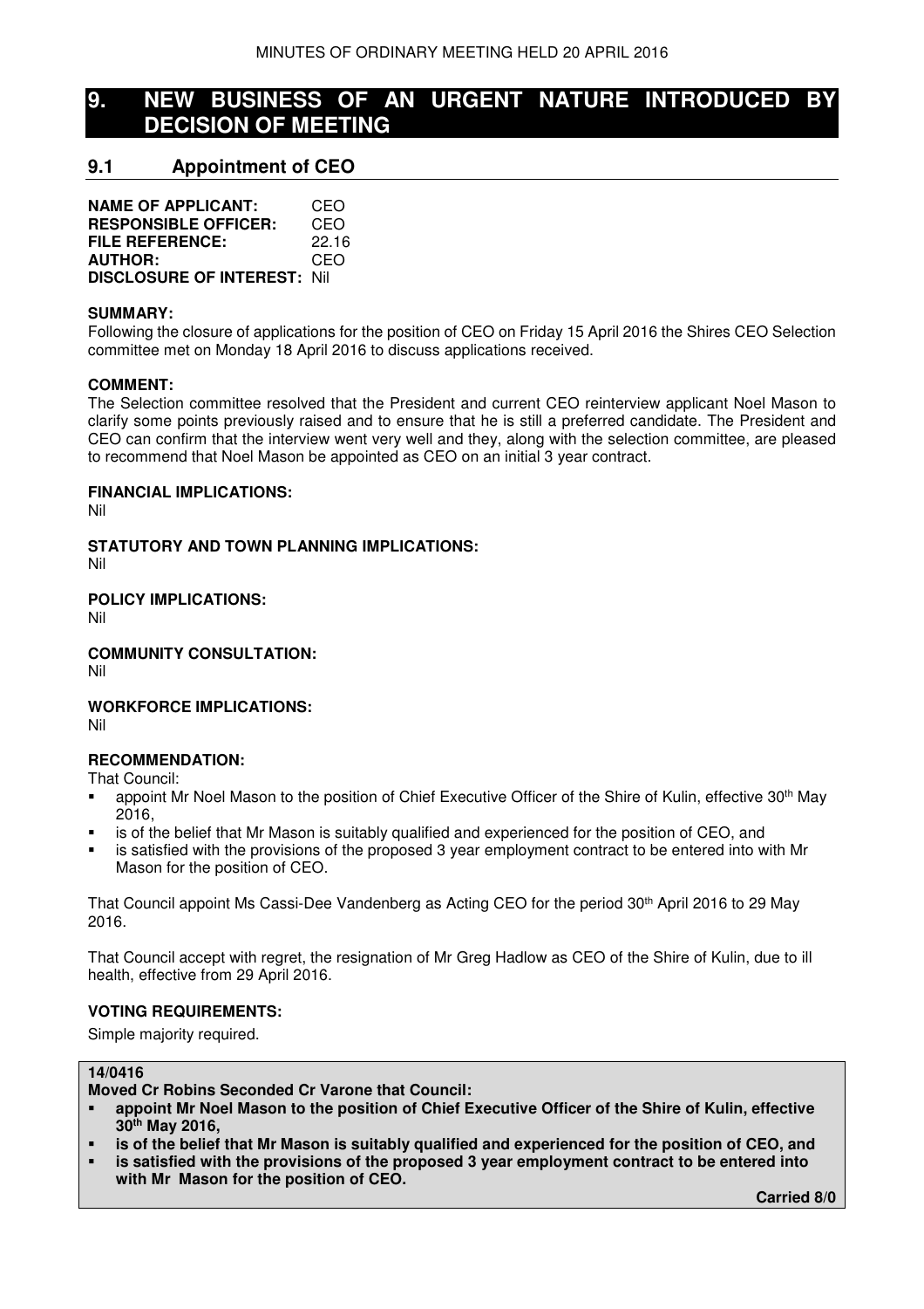# 9. NEW BUSINESS OF AN URGENT NATURE INTRODUCED BY DECISION OF MEETING

## 9.1 Appointment of CEO

**NAME OF APPLICANT:** CEO
**RESPONSIBLE OFFICER:** CEO
**FILE REFERENCE:** 22.16
**AUTHOR:** CEO
**DISCLOSURE OF INTEREST:** Nil

**SUMMARY:**
Following the closure of applications for the position of CEO on Friday 15 April 2016 the Shires CEO Selection committee met on Monday 18 April 2016 to discuss applications received.

**COMMENT:**
The Selection committee resolved that the President and current CEO reinterview applicant Noel Mason to clarify some points previously raised and to ensure that he is still a preferred candidate. The President and CEO can confirm that the interview went very well and they, along with the selection committee, are pleased to recommend that Noel Mason be appointed as CEO on an initial 3 year contract.

**FINANCIAL IMPLICATIONS:**
Nil

**STATUTORY AND TOWN PLANNING IMPLICATIONS:**
Nil

**POLICY IMPLICATIONS:**
Nil

**COMMUNITY CONSULTATION:**
Nil

**WORKFORCE IMPLICATIONS:**
Nil

**RECOMMENDATION:**
That Council:

- appoint Mr Noel Mason to the position of Chief Executive Officer of the Shire of Kulin, effective 30th May 2016,
- is of the belief that Mr Mason is suitably qualified and experienced for the position of CEO, and
- is satisfied with the provisions of the proposed 3 year employment contract to be entered into with Mr Mason for the position of CEO.

That Council appoint Ms Cassi-Dee Vandenberg as Acting CEO for the period 30th April 2016 to 29 May 2016.

That Council accept with regret, the resignation of Mr Greg Hadlow as CEO of the Shire of Kulin, due to ill health, effective from 29 April 2016.

**VOTING REQUIREMENTS:**

Simple majority required.

**14/0416**
**Moved Cr Robins Seconded Cr Varone that Council:**

- **appoint Mr Noel Mason to the position of Chief Executive Officer of the Shire of Kulin, effective 30th May 2016,**
- **is of the belief that Mr Mason is suitably qualified and experienced for the position of CEO, and**
- **is satisfied with the provisions of the proposed 3 year employment contract to be entered into with Mr Mason for the position of CEO.**

**Carried 8/0**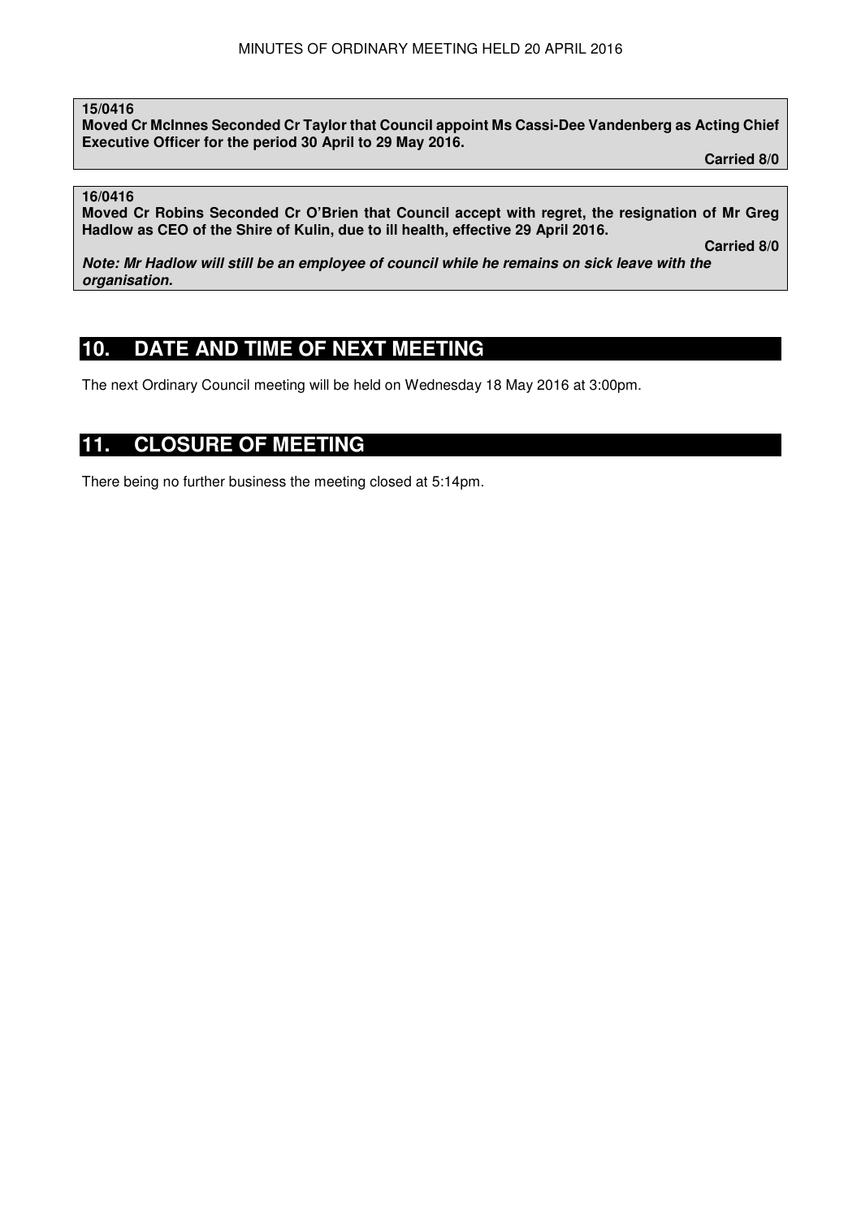**15/0416**
**Moved Cr McInnes Seconded Cr Taylor that Council appoint Ms Cassi-Dee Vandenberg as Acting Chief Executive Officer for the period 30 April to 29 May 2016.**

**Carried 8/0**

**16/0416**
**Moved Cr Robins Seconded Cr O'Brien that Council accept with regret, the resignation of Mr Greg Hadlow as CEO of the Shire of Kulin, due to ill health, effective 29 April 2016.**

**Carried 8/0**

***Note: Mr Hadlow will still be an employee of council while he remains on sick leave with the organisation.***

## 10. DATE AND TIME OF NEXT MEETING

The next Ordinary Council meeting will be held on Wednesday 18 May 2016 at 3:00pm.

## 11. CLOSURE OF MEETING

There being no further business the meeting closed at 5:14pm.